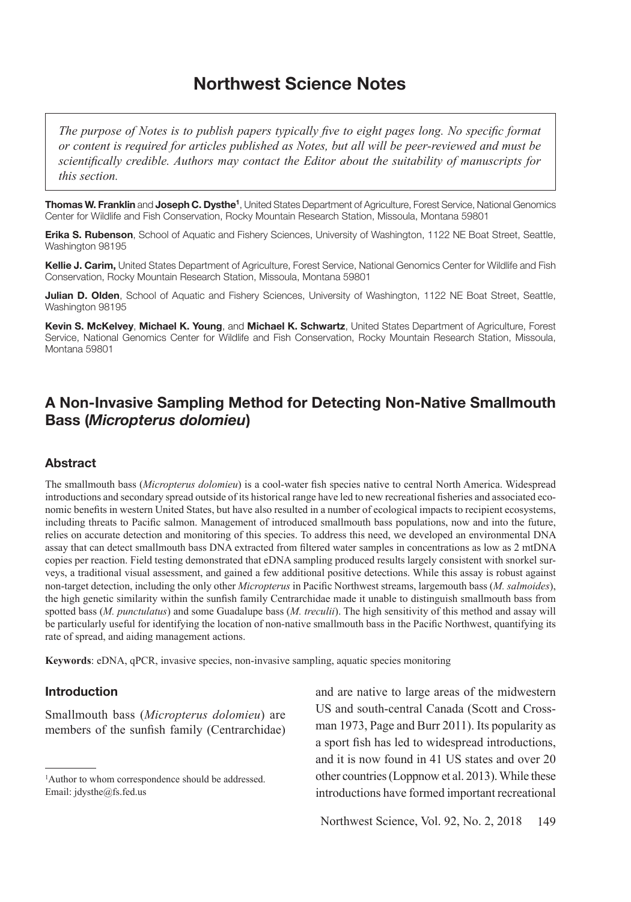# Northwest Science Notes

*The purpose of Notes is to publish papers typically five to eight pages long. No specific format or content is required for articles published as Notes, but all will be peer-reviewed and must be scientifically credible. Authors may contact the Editor about the suitability of manuscripts for this section.*

**Thomas W. Franklin** and **Joseph C. Dysthe**[1], United States Department of Agriculture, Forest Service, National Genomics Center for Wildlife and Fish Conservation, Rocky Mountain Research Station, Missoula, Montana 59801

**Erika S. Rubenson**, School of Aquatic and Fishery Sciences, University of Washington, 1122 NE Boat Street, Seattle, Washington 98195

**Kellie J. Carim,** United States Department of Agriculture, Forest Service, National Genomics Center for Wildlife and Fish Conservation, Rocky Mountain Research Station, Missoula, Montana 59801

**Julian D. Olden**, School of Aquatic and Fishery Sciences, University of Washington, 1122 NE Boat Street, Seattle, Washington 98195

**Kevin S. McKelvey**, **Michael K. Young**, and **Michael K. Schwartz**, United States Department of Agriculture, Forest Service, National Genomics Center for Wildlife and Fish Conservation, Rocky Mountain Research Station, Missoula, Montana 59801

## A Non-Invasive Sampling Method for Detecting Non-Native Smallmouth Bass (*Micropterus dolomieu*)

### Abstract

The smallmouth bass (*Micropterus dolomieu*) is a cool-water fish species native to central North America. Widespread introductions and secondary spread outside of its historical range have led to new recreational fisheries and associated economic benefits in western United States, but have also resulted in a number of ecological impacts to recipient ecosystems, including threats to Pacific salmon. Management of introduced smallmouth bass populations, now and into the future, relies on accurate detection and monitoring of this species. To address this need, we developed an environmental DNA assay that can detect smallmouth bass DNA extracted from filtered water samples in concentrations as low as 2 mtDNA copies per reaction. Field testing demonstrated that eDNA sampling produced results largely consistent with snorkel surveys, a traditional visual assessment, and gained a few additional positive detections. While this assay is robust against non-target detection, including the only other *Micropterus* in Pacific Northwest streams, largemouth bass (*M. salmoides*), the high genetic similarity within the sunfish family Centrarchidae made it unable to distinguish smallmouth bass from spotted bass (*M. punctulatus*) and some Guadalupe bass (*M. treculii*). The high sensitivity of this method and assay will be particularly useful for identifying the location of non-native smallmouth bass in the Pacific Northwest, quantifying its rate of spread, and aiding management actions.

**Keywords**: eDNA, qPCR, invasive species, non-invasive sampling, aquatic species monitoring

### Introduction

Smallmouth bass (*Micropterus dolomieu*) are members of the sunfish family (Centrarchidae) and are native to large areas of the midwestern US and south-central Canada (Scott and Crossman 1973, Page and Burr 2011). Its popularity as a sport fish has led to widespread introductions, and it is now found in 41 US states and over 20 other countries (Loppnow et al. 2013). While these introductions have formed important recreational

[1]Author to whom correspondence should be addressed. Email: jdysthe@fs.fed.us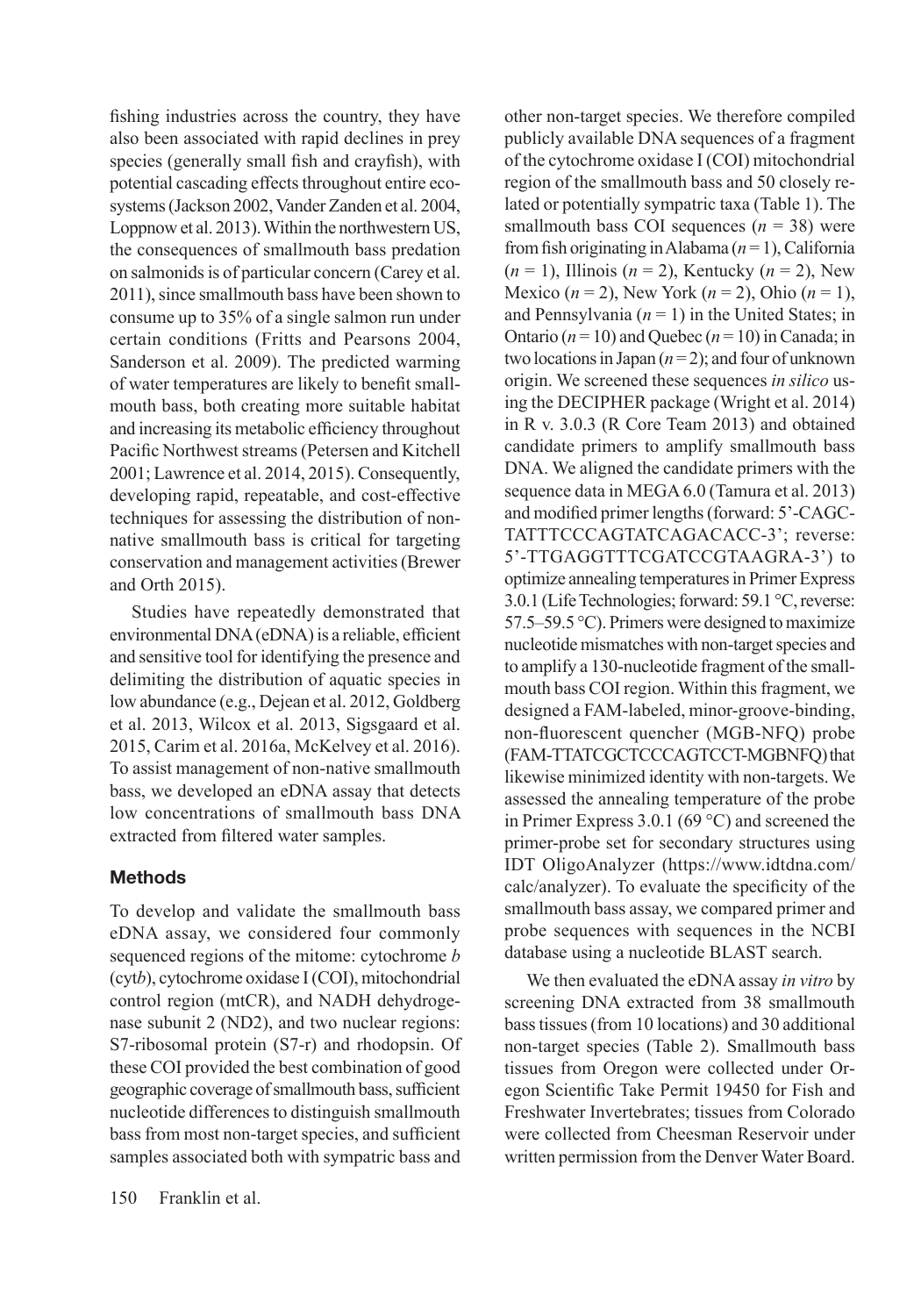fishing industries across the country, they have also been associated with rapid declines in prey species (generally small fish and crayfish), with potential cascading effects throughout entire ecosystems (Jackson 2002, Vander Zanden et al. 2004, Loppnow et al. 2013). Within the northwestern US, the consequences of smallmouth bass predation on salmonids is of particular concern (Carey et al. 2011), since smallmouth bass have been shown to consume up to 35% of a single salmon run under certain conditions (Fritts and Pearsons 2004, Sanderson et al. 2009). The predicted warming of water temperatures are likely to benefit smallmouth bass, both creating more suitable habitat and increasing its metabolic efficiency throughout Pacific Northwest streams (Petersen and Kitchell 2001; Lawrence et al. 2014, 2015). Consequently, developing rapid, repeatable, and cost-effective techniques for assessing the distribution of non-native smallmouth bass is critical for targeting conservation and management activities (Brewer and Orth 2015).

Studies have repeatedly demonstrated that environmental DNA (eDNA) is a reliable, efficient and sensitive tool for identifying the presence and delimiting the distribution of aquatic species in low abundance (e.g., Dejean et al. 2012, Goldberg et al. 2013, Wilcox et al. 2013, Sigsgaard et al. 2015, Carim et al. 2016a, McKelvey et al. 2016). To assist management of non-native smallmouth bass, we developed an eDNA assay that detects low concentrations of smallmouth bass DNA extracted from filtered water samples.

## Methods

To develop and validate the smallmouth bass eDNA assay, we considered four commonly sequenced regions of the mitome: cytochrome *b* (cyt*b*), cytochrome oxidase I (COI), mitochondrial control region (mtCR), and NADH dehydrogenase subunit 2 (ND2), and two nuclear regions: S7-ribosomal protein (S7-r) and rhodopsin. Of these COI provided the best combination of good geographic coverage of smallmouth bass, sufficient nucleotide differences to distinguish smallmouth bass from most non-target species, and sufficient samples associated both with sympatric bass and other non-target species. We therefore compiled publicly available DNA sequences of a fragment of the cytochrome oxidase I (COI) mitochondrial region of the smallmouth bass and 50 closely related or potentially sympatric taxa (Table 1). The smallmouth bass COI sequences ($n$ = 38) were from fish originating in Alabama ($n$ = 1), California ($n$ = 1), Illinois ($n$ = 2), Kentucky ($n$ = 2), New Mexico ($n$ = 2), New York ($n$ = 2), Ohio ($n$ = 1), and Pennsylvania ($n$ = 1) in the United States; in Ontario ($n$ = 10) and Quebec ($n$ = 10) in Canada; in two locations in Japan ($n$ = 2); and four of unknown origin. We screened these sequences *in silico* using the DECIPHER package (Wright et al. 2014) in R v. 3.0.3 (R Core Team 2013) and obtained candidate primers to amplify smallmouth bass DNA. We aligned the candidate primers with the sequence data in MEGA 6.0 (Tamura et al. 2013) and modified primer lengths (forward: 5'-CAGCTATTTCCCAGTATCAGACACC-3'; reverse: 5'-TTGAGGTTTCGATCCGTAAGRA-3') to optimize annealing temperatures in Primer Express 3.0.1 (Life Technologies; forward: 59.1 °C, reverse: 57.5–59.5 °C). Primers were designed to maximize nucleotide mismatches with non-target species and to amplify a 130-nucleotide fragment of the smallmouth bass COI region. Within this fragment, we designed a FAM-labeled, minor-groove-binding, non-fluorescent quencher (MGB-NFQ) probe (FAM-TTATCGCTCCCAGTCCT-MGBNFQ) that likewise minimized identity with non-targets. We assessed the annealing temperature of the probe in Primer Express 3.0.1 (69 °C) and screened the primer-probe set for secondary structures using IDT OligoAnalyzer (https://www.idtdna.com/calc/analyzer). To evaluate the specificity of the smallmouth bass assay, we compared primer and probe sequences with sequences in the NCBI database using a nucleotide BLAST search.

We then evaluated the eDNA assay *in vitro* by screening DNA extracted from 38 smallmouth bass tissues (from 10 locations) and 30 additional non-target species (Table 2). Smallmouth bass tissues from Oregon were collected under Oregon Scientific Take Permit 19450 for Fish and Freshwater Invertebrates; tissues from Colorado were collected from Cheesman Reservoir under written permission from the Denver Water Board.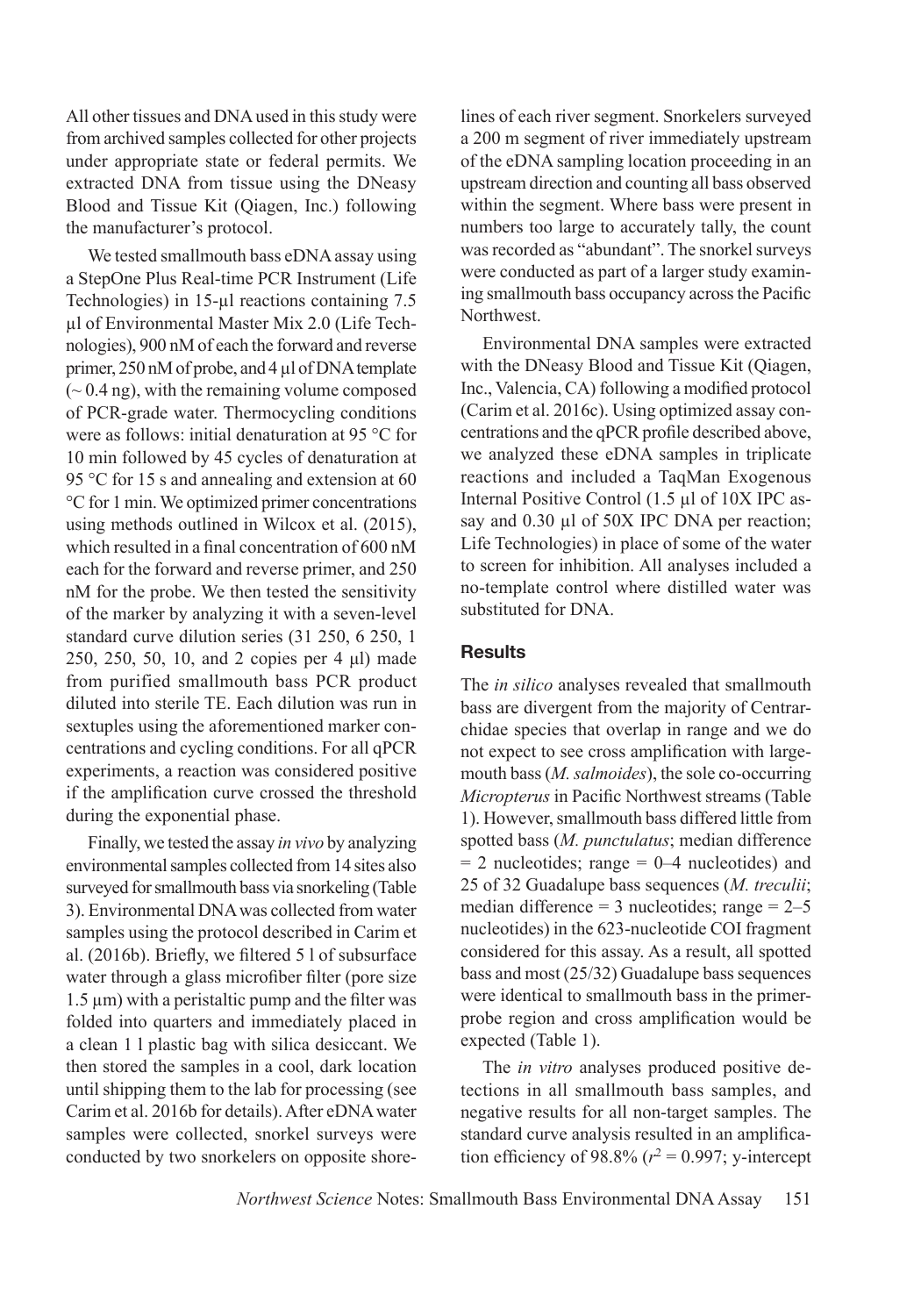All other tissues and DNA used in this study were from archived samples collected for other projects under appropriate state or federal permits. We extracted DNA from tissue using the DNeasy Blood and Tissue Kit (Qiagen, Inc.) following the manufacturer's protocol.

We tested smallmouth bass eDNA assay using a StepOne Plus Real-time PCR Instrument (Life Technologies) in 15-µl reactions containing 7.5 µl of Environmental Master Mix 2.0 (Life Technologies), 900 nM of each the forward and reverse primer, 250 nM of probe, and 4 µl of DNA template (~ 0.4 ng), with the remaining volume composed of PCR-grade water. Thermocycling conditions were as follows: initial denaturation at 95 °C for 10 min followed by 45 cycles of denaturation at 95 °C for 15 s and annealing and extension at 60 °C for 1 min. We optimized primer concentrations using methods outlined in Wilcox et al. (2015), which resulted in a final concentration of 600 nM each for the forward and reverse primer, and 250 nM for the probe. We then tested the sensitivity of the marker by analyzing it with a seven-level standard curve dilution series (31 250, 6 250, 1 250, 250, 50, 10, and 2 copies per 4 µl) made from purified smallmouth bass PCR product diluted into sterile TE. Each dilution was run in sextuples using the aforementioned marker concentrations and cycling conditions. For all qPCR experiments, a reaction was considered positive if the amplification curve crossed the threshold during the exponential phase.

Finally, we tested the assay *in vivo* by analyzing environmental samples collected from 14 sites also surveyed for smallmouth bass via snorkeling (Table 3). Environmental DNA was collected from water samples using the protocol described in Carim et al. (2016b). Briefly, we filtered 5 l of subsurface water through a glass microfiber filter (pore size 1.5 µm) with a peristaltic pump and the filter was folded into quarters and immediately placed in a clean 1 l plastic bag with silica desiccant. We then stored the samples in a cool, dark location until shipping them to the lab for processing (see Carim et al. 2016b for details). After eDNA water samples were collected, snorkel surveys were conducted by two snorkelers on opposite shorelines of each river segment. Snorkelers surveyed a 200 m segment of river immediately upstream of the eDNA sampling location proceeding in an upstream direction and counting all bass observed within the segment. Where bass were present in numbers too large to accurately tally, the count was recorded as "abundant". The snorkel surveys were conducted as part of a larger study examining smallmouth bass occupancy across the Pacific Northwest.

Environmental DNA samples were extracted with the DNeasy Blood and Tissue Kit (Qiagen, Inc., Valencia, CA) following a modified protocol (Carim et al. 2016c). Using optimized assay concentrations and the qPCR profile described above, we analyzed these eDNA samples in triplicate reactions and included a TaqMan Exogenous Internal Positive Control (1.5 µl of 10X IPC assay and 0.30 µl of 50X IPC DNA per reaction; Life Technologies) in place of some of the water to screen for inhibition. All analyses included a no-template control where distilled water was substituted for DNA.

## Results

The *in silico* analyses revealed that smallmouth bass are divergent from the majority of Centrarchidae species that overlap in range and we do not expect to see cross amplification with largemouth bass (*M. salmoides*), the sole co-occurring *Micropterus* in Pacific Northwest streams (Table 1). However, smallmouth bass differed little from spotted bass (*M. punctulatus*; median difference = 2 nucleotides; range = 0–4 nucleotides) and 25 of 32 Guadalupe bass sequences (*M. treculii*; median difference = 3 nucleotides; range = 2–5 nucleotides) in the 623-nucleotide COI fragment considered for this assay. As a result, all spotted bass and most (25/32) Guadalupe bass sequences were identical to smallmouth bass in the primer-probe region and cross amplification would be expected (Table 1).

The *in vitro* analyses produced positive detections in all smallmouth bass samples, and negative results for all non-target samples. The standard curve analysis resulted in an amplification efficiency of 98.8% ($r^2$ = 0.997; y-intercept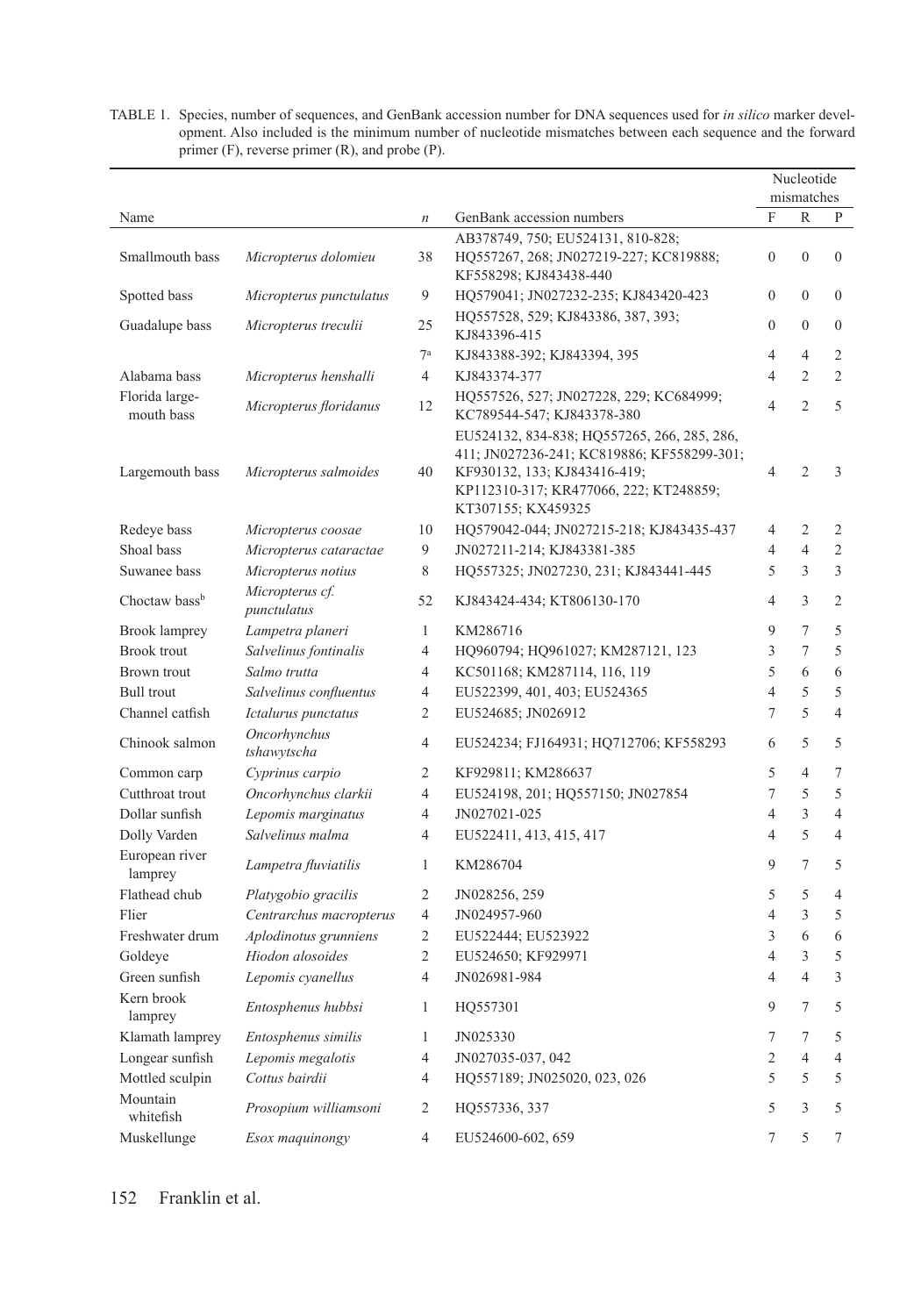TABLE 1. Species, number of sequences, and GenBank accession number for DNA sequences used for *in silico* marker development. Also included is the minimum number of nucleotide mismatches between each sequence and the forward primer (F), reverse primer (R), and probe (P).

| | | | | Nucleotide mismatches | | |
|---|---|---|---|---|---|---|
| Name | | *n* | GenBank accession numbers | F | R | P |
| Smallmouth bass | *Micropterus dolomieu* | 38 | AB378749, 750; EU524131, 810-828; HQ557267, 268; JN027219-227; KC819888; KF558298; KJ843438-440 | 0 | 0 | 0 |
| Spotted bass | *Micropterus punctulatus* | 9 | HQ579041; JN027232-235; KJ843420-423 | 0 | 0 | 0 |
| Guadalupe bass | *Micropterus treculii* | 25 | HQ557528, 529; KJ843386, 387, 393; KJ843396-415 | 0 | 0 | 0 |
| | | 7[a] | KJ843388-392; KJ843394, 395 | 4 | 4 | 2 |
| Alabama bass | *Micropterus henshalli* | 4 | KJ843374-377 | 4 | 2 | 2 |
| Florida largemouth bass | *Micropterus floridanus* | 12 | HQ557526, 527; JN027228, 229; KC684999; KC789544-547; KJ843378-380 | 4 | 2 | 5 |
| Largemouth bass | *Micropterus salmoides* | 40 | EU524132, 834-838; HQ557265, 266, 285, 286, 411; JN027236-241; KC819886; KF558299-301; KF930132, 133; KJ843416-419; KP112310-317; KR477066, 222; KT248859; KT307155; KX459325 | 4 | 2 | 3 |
| Redeye bass | *Micropterus coosae* | 10 | HQ579042-044; JN027215-218; KJ843435-437 | 4 | 2 | 2 |
| Shoal bass | *Micropterus cataractae* | 9 | JN027211-214; KJ843381-385 | 4 | 4 | 2 |
| Suwanee bass | *Micropterus notius* | 8 | HQ557325; JN027230, 231; KJ843441-445 | 5 | 3 | 3 |
| Choctaw bass[b] | *Micropterus cf. punctulatus* | 52 | KJ843424-434; KT806130-170 | 4 | 3 | 2 |
| Brook lamprey | *Lampetra planeri* | 1 | KM286716 | 9 | 7 | 5 |
| Brook trout | *Salvelinus fontinalis* | 4 | HQ960794; HQ961027; KM287121, 123 | 3 | 7 | 5 |
| Brown trout | *Salmo trutta* | 4 | KC501168; KM287114, 116, 119 | 5 | 6 | 6 |
| Bull trout | *Salvelinus confluentus* | 4 | EU522399, 401, 403; EU524365 | 4 | 5 | 5 |
| Channel catfish | *Ictalurus punctatus* | 2 | EU524685; JN026912 | 7 | 5 | 4 |
| Chinook salmon | *Oncorhynchus tshawytscha* | 4 | EU524234; FJ164931; HQ712706; KF558293 | 6 | 5 | 5 |
| Common carp | *Cyprinus carpio* | 2 | KF929811; KM286637 | 5 | 4 | 7 |
| Cutthroat trout | *Oncorhynchus clarkii* | 4 | EU524198, 201; HQ557150; JN027854 | 7 | 5 | 5 |
| Dollar sunfish | *Lepomis marginatus* | 4 | JN027021-025 | 4 | 3 | 4 |
| Dolly Varden | *Salvelinus malma* | 4 | EU522411, 413, 415, 417 | 4 | 5 | 4 |
| European river lamprey | *Lampetra fluviatilis* | 1 | KM286704 | 9 | 7 | 5 |
| Flathead chub | *Platygobio gracilis* | 2 | JN028256, 259 | 5 | 5 | 4 |
| Flier | *Centrarchus macropterus* | 4 | JN024957-960 | 4 | 3 | 5 |
| Freshwater drum | *Aplodinotus grunniens* | 2 | EU522444; EU523922 | 3 | 6 | 6 |
| Goldeye | *Hiodon alosoides* | 2 | EU524650; KF929971 | 4 | 3 | 5 |
| Green sunfish | *Lepomis cyanellus* | 4 | JN026981-984 | 4 | 4 | 3 |
| Kern brook lamprey | *Entosphenus hubbsi* | 1 | HQ557301 | 9 | 7 | 5 |
| Klamath lamprey | *Entosphenus similis* | 1 | JN025330 | 7 | 7 | 5 |
| Longear sunfish | *Lepomis megalotis* | 4 | JN027035-037, 042 | 2 | 4 | 4 |
| Mottled sculpin | *Cottus bairdii* | 4 | HQ557189; JN025020, 023, 026 | 5 | 5 | 5 |
| Mountain whitefish | *Prosopium williamsoni* | 2 | HQ557336, 337 | 5 | 3 | 5 |
| Muskellunge | *Esox maquinongy* | 4 | EU524600-602, 659 | 7 | 5 | 7 |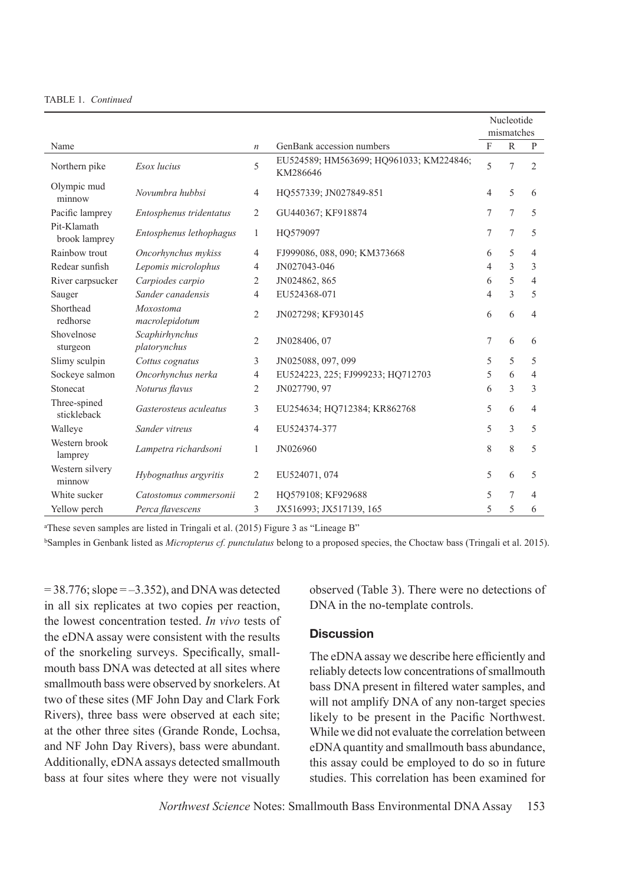TABLE 1. *Continued*

| Name | | *n* | GenBank accession numbers | Nucleotide mismatches | | |
|---|---|---|---|---|---|---|
| | | | | F | R | P |
| Northern pike | *Esox lucius* | 5 | EU524589; HM563699; HQ961033; KM224846; KM286646 | 5 | 7 | 2 |
| Olympic mud minnow | *Novumbra hubbsi* | 4 | HQ557339; JN027849-851 | 4 | 5 | 6 |
| Pacific lamprey | *Entosphenus tridentatus* | 2 | GU440367; KF918874 | 7 | 7 | 5 |
| Pit-Klamath brook lamprey | *Entosphenus lethophagus* | 1 | HQ579097 | 7 | 7 | 5 |
| Rainbow trout | *Oncorhynchus mykiss* | 4 | FJ999086, 088, 090; KM373668 | 6 | 5 | 4 |
| Redear sunfish | *Lepomis microlophus* | 4 | JN027043-046 | 4 | 3 | 3 |
| River carpsucker | *Carpiodes carpio* | 2 | JN024862, 865 | 6 | 5 | 4 |
| Sauger | *Sander canadensis* | 4 | EU524368-071 | 4 | 3 | 5 |
| Shorthead redhorse | *Moxostoma macrolepidotum* | 2 | JN027298; KF930145 | 6 | 6 | 4 |
| Shovelnose sturgeon | *Scaphirhynchus platorynchus* | 2 | JN028406, 07 | 7 | 6 | 6 |
| Slimy sculpin | *Cottus cognatus* | 3 | JN025088, 097, 099 | 5 | 5 | 5 |
| Sockeye salmon | *Oncorhynchus nerka* | 4 | EU524223, 225; FJ999233; HQ712703 | 5 | 6 | 4 |
| Stonecat | *Noturus flavus* | 2 | JN027790, 97 | 6 | 3 | 3 |
| Three-spined stickleback | *Gasterosteus aculeatus* | 3 | EU254634; HQ712384; KR862768 | 5 | 6 | 4 |
| Walleye | *Sander vitreus* | 4 | EU524374-377 | 5 | 3 | 5 |
| Western brook lamprey | *Lampetra richardsoni* | 1 | JN026960 | 8 | 8 | 5 |
| Western silvery minnow | *Hybognathus argyritis* | 2 | EU524071, 074 | 5 | 6 | 5 |
| White sucker | *Catostomus commersonii* | 2 | HQ579108; KF929688 | 5 | 7 | 4 |
| Yellow perch | *Perca flavescens* | 3 | JX516993; JX517139, 165 | 5 | 5 | 6 |

[a]These seven samples are listed in Tringali et al. (2015) Figure 3 as "Lineage B"

[b]Samples in Genbank listed as *Micropterus cf. punctulatus* belong to a proposed species, the Choctaw bass (Tringali et al. 2015).

= 38.776; slope = –3.352), and DNA was detected in all six replicates at two copies per reaction, the lowest concentration tested. *In vivo* tests of the eDNA assay were consistent with the results of the snorkeling surveys. Specifically, smallmouth bass DNA was detected at all sites where smallmouth bass were observed by snorkelers. At two of these sites (MF John Day and Clark Fork Rivers), three bass were observed at each site; at the other three sites (Grande Ronde, Lochsa, and NF John Day Rivers), bass were abundant. Additionally, eDNA assays detected smallmouth bass at four sites where they were not visually observed (Table 3). There were no detections of DNA in the no-template controls.

## Discussion

The eDNA assay we describe here efficiently and reliably detects low concentrations of smallmouth bass DNA present in filtered water samples, and will not amplify DNA of any non-target species likely to be present in the Pacific Northwest. While we did not evaluate the correlation between eDNA quantity and smallmouth bass abundance, this assay could be employed to do so in future studies. This correlation has been examined for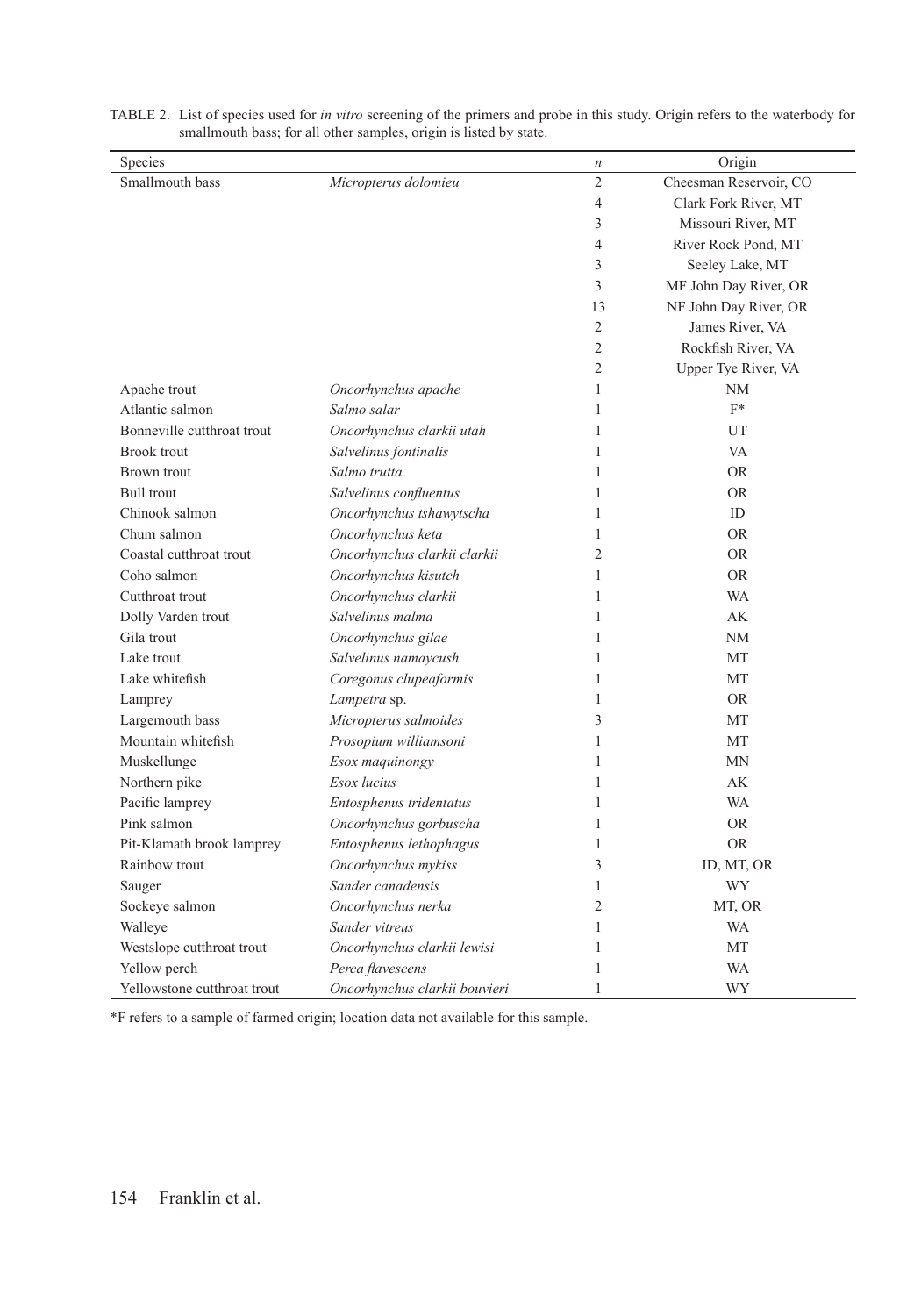TABLE 2. List of species used for *in vitro* screening of the primers and probe in this study. Origin refers to the waterbody for smallmouth bass; for all other samples, origin is listed by state.

| Species | | *n* | Origin |
|---|---|---|---|
| Smallmouth bass | *Micropterus dolomieu* | 2 | Cheesman Reservoir, CO |
| | | 4 | Clark Fork River, MT |
| | | 3 | Missouri River, MT |
| | | 4 | River Rock Pond, MT |
| | | 3 | Seeley Lake, MT |
| | | 3 | MF John Day River, OR |
| | | 13 | NF John Day River, OR |
| | | 2 | James River, VA |
| | | 2 | Rockfish River, VA |
| | | 2 | Upper Tye River, VA |
| Apache trout | *Oncorhynchus apache* | 1 | NM |
| Atlantic salmon | *Salmo salar* | 1 | F* |
| Bonneville cutthroat trout | *Oncorhynchus clarkii utah* | 1 | UT |
| Brook trout | *Salvelinus fontinalis* | 1 | VA |
| Brown trout | *Salmo trutta* | 1 | OR |
| Bull trout | *Salvelinus confluentus* | 1 | OR |
| Chinook salmon | *Oncorhynchus tshawytscha* | 1 | ID |
| Chum salmon | *Oncorhynchus keta* | 1 | OR |
| Coastal cutthroat trout | *Oncorhynchus clarkii clarkii* | 2 | OR |
| Coho salmon | *Oncorhynchus kisutch* | 1 | OR |
| Cutthroat trout | *Oncorhynchus clarkii* | 1 | WA |
| Dolly Varden trout | *Salvelinus malma* | 1 | AK |
| Gila trout | *Oncorhynchus gilae* | 1 | NM |
| Lake trout | *Salvelinus namaycush* | 1 | MT |
| Lake whitefish | *Coregonus clupeaformis* | 1 | MT |
| Lamprey | *Lampetra* sp. | 1 | OR |
| Largemouth bass | *Micropterus salmoides* | 3 | MT |
| Mountain whitefish | *Prosopium williamsoni* | 1 | MT |
| Muskellunge | *Esox maquinongy* | 1 | MN |
| Northern pike | *Esox lucius* | 1 | AK |
| Pacific lamprey | *Entosphenus tridentatus* | 1 | WA |
| Pink salmon | *Oncorhynchus gorbuscha* | 1 | OR |
| Pit-Klamath brook lamprey | *Entosphenus lethophagus* | 1 | OR |
| Rainbow trout | *Oncorhynchus mykiss* | 3 | ID, MT, OR |
| Sauger | *Sander canadensis* | 1 | WY |
| Sockeye salmon | *Oncorhynchus nerka* | 2 | MT, OR |
| Walleye | *Sander vitreus* | 1 | WA |
| Westslope cutthroat trout | *Oncorhynchus clarkii lewisi* | 1 | MT |
| Yellow perch | *Perca flavescens* | 1 | WA |
| Yellowstone cutthroat trout | *Oncorhynchus clarkii bouvieri* | 1 | WY |

*F refers to a sample of farmed origin; location data not available for this sample.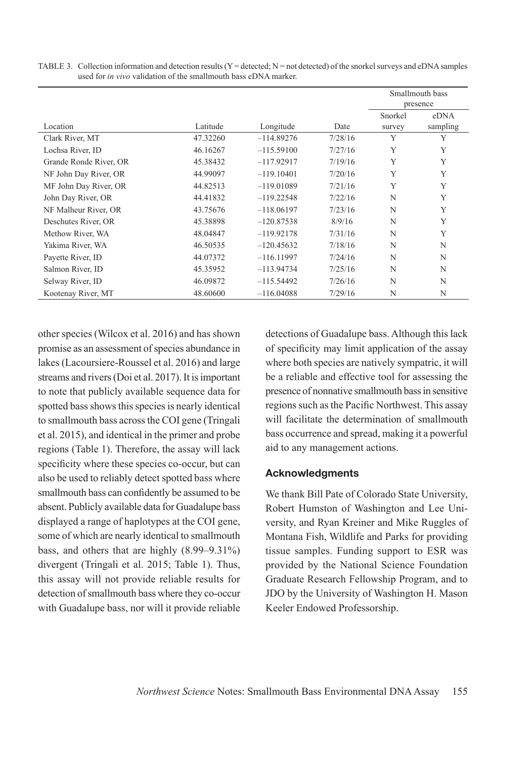TABLE 3. Collection information and detection results (Y = detected; N = not detected) of the snorkel surveys and eDNA samples used for *in vivo* validation of the smallmouth bass eDNA marker.

| | | | | Smallmouth bass presence | |
|---|---|---|---|---|---|
| Location | Latitude | Longitude | Date | Snorkel survey | eDNA sampling |
| Clark River, MT | 47.32260 | −114.89276 | 7/28/16 | Y | Y |
| Lochsa River, ID | 46.16267 | −115.59100 | 7/27/16 | Y | Y |
| Grande Ronde River, OR | 45.38432 | −117.92917 | 7/19/16 | Y | Y |
| NF John Day River, OR | 44.99097 | −119.10401 | 7/20/16 | Y | Y |
| MF John Day River, OR | 44.82513 | −119.01089 | 7/21/16 | Y | Y |
| John Day River, OR | 44.41832 | −119.22548 | 7/22/16 | N | Y |
| NF Malheur River, OR | 43.75676 | −118.06197 | 7/23/16 | N | Y |
| Deschutes River, OR | 45.38898 | −120.87538 | 8/9/16 | N | Y |
| Methow River, WA | 48.04847 | −119.92178 | 7/31/16 | N | Y |
| Yakima River, WA | 46.50535 | −120.45632 | 7/18/16 | N | N |
| Payette River, ID | 44.07372 | −116.11997 | 7/24/16 | N | N |
| Salmon River, ID | 45.35952 | −113.94734 | 7/25/16 | N | N |
| Selway River, ID | 46.09872 | −115.54492 | 7/26/16 | N | N |
| Kootenay River, MT | 48.60600 | −116.04088 | 7/29/16 | N | N |

other species (Wilcox et al. 2016) and has shown promise as an assessment of species abundance in lakes (Lacoursiere-Roussel et al. 2016) and large streams and rivers (Doi et al. 2017). It is important to note that publicly available sequence data for spotted bass shows this species is nearly identical to smallmouth bass across the COI gene (Tringali et al. 2015), and identical in the primer and probe regions (Table 1). Therefore, the assay will lack specificity where these species co-occur, but can also be used to reliably detect spotted bass where smallmouth bass can confidently be assumed to be absent. Publicly available data for Guadalupe bass displayed a range of haplotypes at the COI gene, some of which are nearly identical to smallmouth bass, and others that are highly (8.99–9.31%) divergent (Tringali et al. 2015; Table 1). Thus, this assay will not provide reliable results for detection of smallmouth bass where they co-occur with Guadalupe bass, nor will it provide reliable detections of Guadalupe bass. Although this lack of specificity may limit application of the assay where both species are natively sympatric, it will be a reliable and effective tool for assessing the presence of nonnative smallmouth bass in sensitive regions such as the Pacific Northwest. This assay will facilitate the determination of smallmouth bass occurrence and spread, making it a powerful aid to any management actions.

### Acknowledgments

We thank Bill Pate of Colorado State University, Robert Humston of Washington and Lee University, and Ryan Kreiner and Mike Ruggles of Montana Fish, Wildlife and Parks for providing tissue samples. Funding support to ESR was provided by the National Science Foundation Graduate Research Fellowship Program, and to JDO by the University of Washington H. Mason Keeler Endowed Professorship.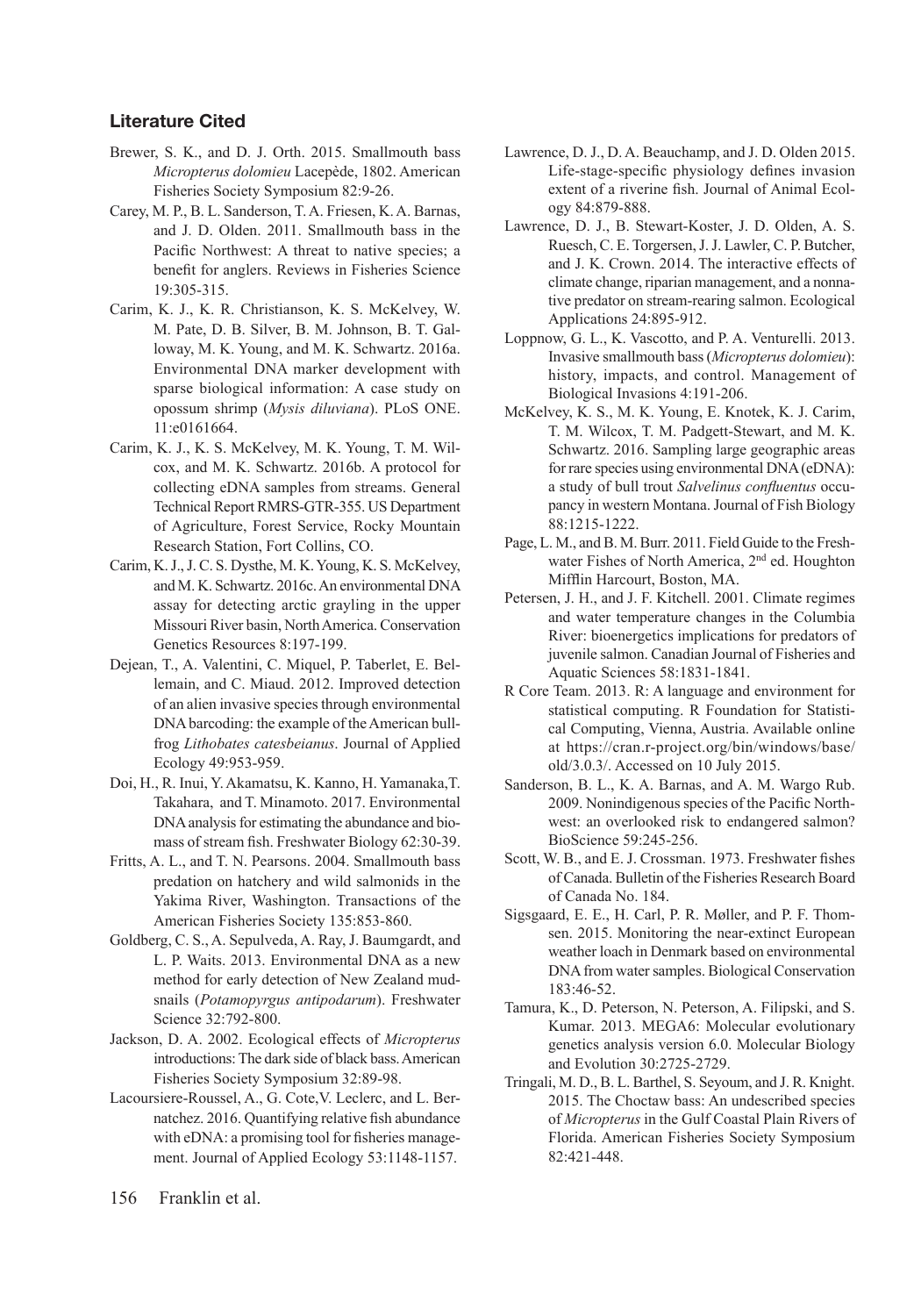### Literature Cited

Brewer, S. K., and D. J. Orth. 2015. Smallmouth bass *Micropterus dolomieu* Lacepède, 1802. American Fisheries Society Symposium 82:9-26.

Carey, M. P., B. L. Sanderson, T. A. Friesen, K. A. Barnas, and J. D. Olden. 2011. Smallmouth bass in the Pacific Northwest: A threat to native species; a benefit for anglers. Reviews in Fisheries Science 19:305-315.

Carim, K. J., K. R. Christianson, K. S. McKelvey, W. M. Pate, D. B. Silver, B. M. Johnson, B. T. Galloway, M. K. Young, and M. K. Schwartz. 2016a. Environmental DNA marker development with sparse biological information: A case study on opossum shrimp (*Mysis diluviana*). PLoS ONE. 11:e0161664.

Carim, K. J., K. S. McKelvey, M. K. Young, T. M. Wilcox, and M. K. Schwartz. 2016b. A protocol for collecting eDNA samples from streams. General Technical Report RMRS-GTR-355. US Department of Agriculture, Forest Service, Rocky Mountain Research Station, Fort Collins, CO.

Carim, K. J., J. C. S. Dysthe, M. K. Young, K. S. McKelvey, and M. K. Schwartz. 2016c. An environmental DNA assay for detecting arctic grayling in the upper Missouri River basin, North America. Conservation Genetics Resources 8:197-199.

Dejean, T., A. Valentini, C. Miquel, P. Taberlet, E. Bellemain, and C. Miaud. 2012. Improved detection of an alien invasive species through environmental DNA barcoding: the example of the American bullfrog *Lithobates catesbeianus*. Journal of Applied Ecology 49:953-959.

Doi, H., R. Inui, Y. Akamatsu, K. Kanno, H. Yamanaka,T. Takahara, and T. Minamoto. 2017. Environmental DNA analysis for estimating the abundance and biomass of stream fish. Freshwater Biology 62:30-39.

Fritts, A. L., and T. N. Pearsons. 2004. Smallmouth bass predation on hatchery and wild salmonids in the Yakima River, Washington. Transactions of the American Fisheries Society 135:853-860.

Goldberg, C. S., A. Sepulveda, A. Ray, J. Baumgardt, and L. P. Waits. 2013. Environmental DNA as a new method for early detection of New Zealand mudsnails (*Potamopyrgus antipodarum*). Freshwater Science 32:792-800.

Jackson, D. A. 2002. Ecological effects of *Micropterus* introductions: The dark side of black bass. American Fisheries Society Symposium 32:89-98.

Lacoursiere-Roussel, A., G. Cote,V. Leclerc, and L. Bernatchez. 2016. Quantifying relative fish abundance with eDNA: a promising tool for fisheries management. Journal of Applied Ecology 53:1148-1157.

Lawrence, D. J., D. A. Beauchamp, and J. D. Olden 2015. Life-stage-specific physiology defines invasion extent of a riverine fish. Journal of Animal Ecology 84:879-888.

Lawrence, D. J., B. Stewart-Koster, J. D. Olden, A. S. Ruesch, C. E. Torgersen, J. J. Lawler, C. P. Butcher, and J. K. Crown. 2014. The interactive effects of climate change, riparian management, and a nonnative predator on stream-rearing salmon. Ecological Applications 24:895-912.

Loppnow, G. L., K. Vascotto, and P. A. Venturelli. 2013. Invasive smallmouth bass (*Micropterus dolomieu*): history, impacts, and control. Management of Biological Invasions 4:191-206.

McKelvey, K. S., M. K. Young, E. Knotek, K. J. Carim, T. M. Wilcox, T. M. Padgett-Stewart, and M. K. Schwartz. 2016. Sampling large geographic areas for rare species using environmental DNA (eDNA): a study of bull trout *Salvelinus confluentus* occupancy in western Montana. Journal of Fish Biology 88:1215-1222.

Page, L. M., and B. M. Burr. 2011. Field Guide to the Freshwater Fishes of North America, 2nd ed. Houghton Mifflin Harcourt, Boston, MA.

Petersen, J. H., and J. F. Kitchell. 2001. Climate regimes and water temperature changes in the Columbia River: bioenergetics implications for predators of juvenile salmon. Canadian Journal of Fisheries and Aquatic Sciences 58:1831-1841.

R Core Team. 2013. R: A language and environment for statistical computing. R Foundation for Statistical Computing, Vienna, Austria. Available online at https://cran.r-project.org/bin/windows/base/old/3.0.3/. Accessed on 10 July 2015.

Sanderson, B. L., K. A. Barnas, and A. M. Wargo Rub. 2009. Nonindigenous species of the Pacific Northwest: an overlooked risk to endangered salmon? BioScience 59:245-256.

Scott, W. B., and E. J. Crossman. 1973. Freshwater fishes of Canada. Bulletin of the Fisheries Research Board of Canada No. 184.

Sigsgaard, E. E., H. Carl, P. R. Møller, and P. F. Thomsen. 2015. Monitoring the near-extinct European weather loach in Denmark based on environmental DNA from water samples. Biological Conservation 183:46-52.

Tamura, K., D. Peterson, N. Peterson, A. Filipski, and S. Kumar. 2013. MEGA6: Molecular evolutionary genetics analysis version 6.0. Molecular Biology and Evolution 30:2725-2729.

Tringali, M. D., B. L. Barthel, S. Seyoum, and J. R. Knight. 2015. The Choctaw bass: An undescribed species of *Micropterus* in the Gulf Coastal Plain Rivers of Florida. American Fisheries Society Symposium 82:421-448.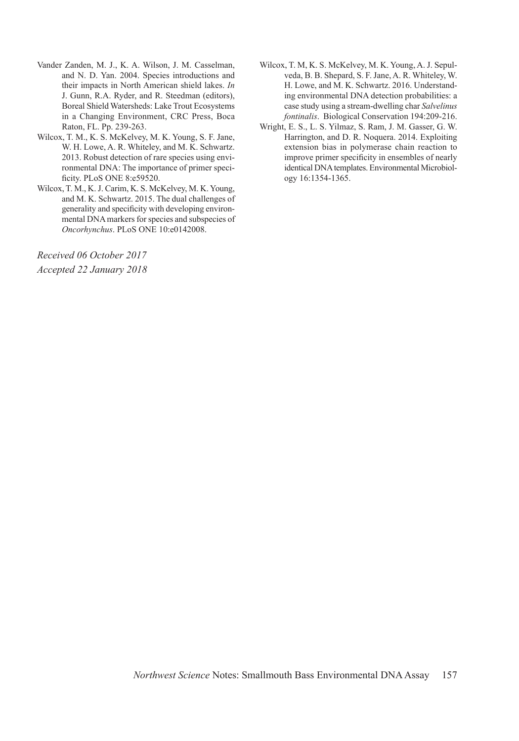Vander Zanden, M. J., K. A. Wilson, J. M. Casselman, and N. D. Yan. 2004. Species introductions and their impacts in North American shield lakes. *In* J. Gunn, R.A. Ryder, and R. Steedman (editors), Boreal Shield Watersheds: Lake Trout Ecosystems in a Changing Environment, CRC Press, Boca Raton, FL. Pp. 239-263.

Wilcox, T. M., K. S. McKelvey, M. K. Young, S. F. Jane, W. H. Lowe, A. R. Whiteley, and M. K. Schwartz. 2013. Robust detection of rare species using environmental DNA: The importance of primer specificity. PLoS ONE 8:e59520.

Wilcox, T. M., K. J. Carim, K. S. McKelvey, M. K. Young, and M. K. Schwartz. 2015. The dual challenges of generality and specificity with developing environmental DNA markers for species and subspecies of *Oncorhynchus*. PLoS ONE 10:e0142008.

*Received 06 October 2017*
*Accepted 22 January 2018*

Wilcox, T. M, K. S. McKelvey, M. K. Young, A. J. Sepulveda, B. B. Shepard, S. F. Jane, A. R. Whiteley, W. H. Lowe, and M. K. Schwartz. 2016. Understanding environmental DNA detection probabilities: a case study using a stream-dwelling char *Salvelinus fontinalis*. Biological Conservation 194:209-216.

Wright, E. S., L. S. Yilmaz, S. Ram, J. M. Gasser, G. W. Harrington, and D. R. Noquera. 2014. Exploiting extension bias in polymerase chain reaction to improve primer specificity in ensembles of nearly identical DNA templates. Environmental Microbiology 16:1354-1365.